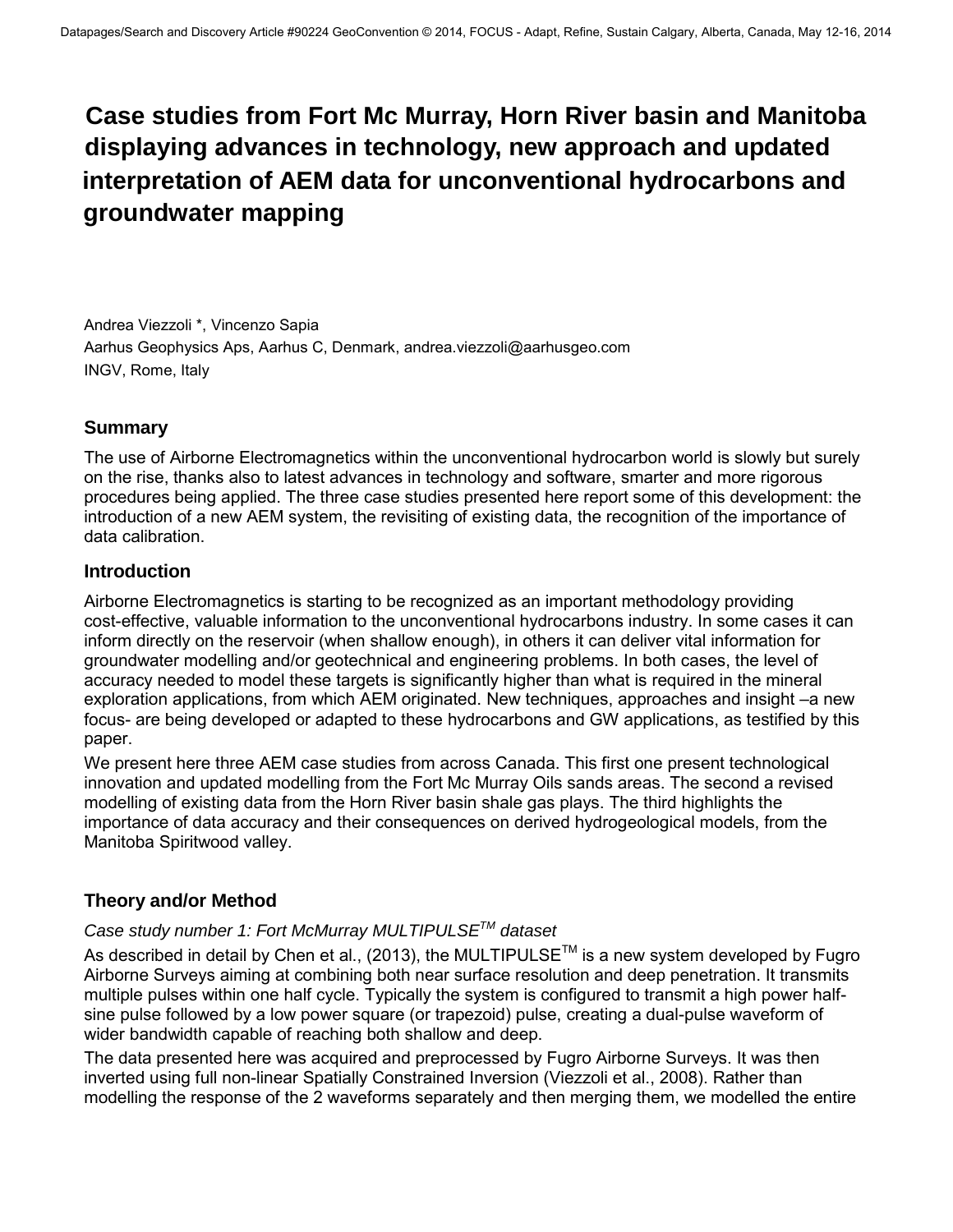# Case studies from Fort Mc Murray, Horn River basin and Manitoba displaying advances in technology, new approach and updated interpretation of AEM data for unconventional hydrocarbons and groundwater mapping

Andrea Viezzoli *, Vincenzo Sapia
Aarhus Geophysics Aps, Aarhus C, Denmark, andrea.viezzoli@aarhusgeo.com
INGV, Rome, Italy

## Summary

The use of Airborne Electromagnetics within the unconventional hydrocarbon world is slowly but surely on the rise, thanks also to latest advances in technology and software, smarter and more rigorous procedures being applied. The three case studies presented here report some of this development: the introduction of a new AEM system, the revisiting of existing data, the recognition of the importance of data calibration.

## Introduction

Airborne Electromagnetics is starting to be recognized as an important methodology providing cost-effective, valuable information to the unconventional hydrocarbons industry. In some cases it can inform directly on the reservoir (when shallow enough), in others it can deliver vital information for groundwater modelling and/or geotechnical and engineering problems. In both cases, the level of accuracy needed to model these targets is significantly higher than what is required in the mineral exploration applications, from which AEM originated. New techniques, approaches and insight –a new focus- are being developed or adapted to these hydrocarbons and GW applications, as testified by this paper.

We present here three AEM case studies from across Canada. This first one present technological innovation and updated modelling from the Fort Mc Murray Oils sands areas. The second a revised modelling of existing data from the Horn River basin shale gas plays. The third highlights the importance of data accuracy and their consequences on derived hydrogeological models, from the Manitoba Spiritwood valley.

## Theory and/or Method

*Case study number 1: Fort McMurray MULTIPULSE™ dataset*

As described in detail by Chen et al., (2013), the MULTIPULSE™ is a new system developed by Fugro Airborne Surveys aiming at combining both near surface resolution and deep penetration. It transmits multiple pulses within one half cycle. Typically the system is configured to transmit a high power half-sine pulse followed by a low power square (or trapezoid) pulse, creating a dual-pulse waveform of wider bandwidth capable of reaching both shallow and deep.

The data presented here was acquired and preprocessed by Fugro Airborne Surveys. It was then inverted using full non-linear Spatially Constrained Inversion (Viezzoli et al., 2008). Rather than modelling the response of the 2 waveforms separately and then merging them, we modelled the entire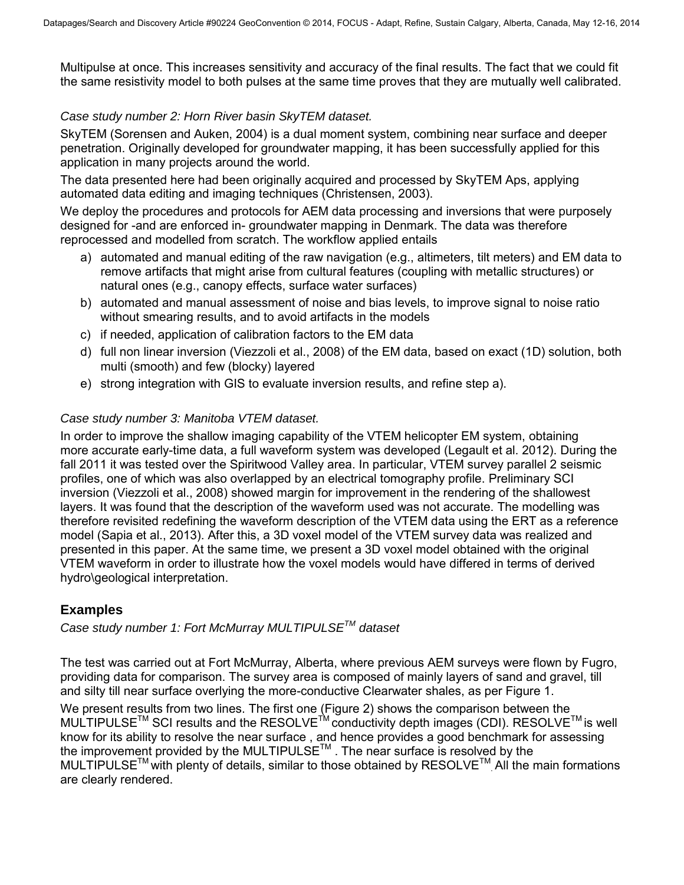Multipulse at once. This increases sensitivity and accuracy of the final results. The fact that we could fit the same resistivity model to both pulses at the same time proves that they are mutually well calibrated.

*Case study number 2: Horn River basin SkyTEM dataset.*

SkyTEM (Sorensen and Auken, 2004) is a dual moment system, combining near surface and deeper penetration. Originally developed for groundwater mapping, it has been successfully applied for this application in many projects around the world.

The data presented here had been originally acquired and processed by SkyTEM Aps, applying automated data editing and imaging techniques (Christensen, 2003).

We deploy the procedures and protocols for AEM data processing and inversions that were purposely designed for -and are enforced in- groundwater mapping in Denmark. The data was therefore reprocessed and modelled from scratch. The workflow applied entails

a) automated and manual editing of the raw navigation (e.g., altimeters, tilt meters) and EM data to remove artifacts that might arise from cultural features (coupling with metallic structures) or natural ones (e.g., canopy effects, surface water surfaces)
b) automated and manual assessment of noise and bias levels, to improve signal to noise ratio without smearing results, and to avoid artifacts in the models
c) if needed, application of calibration factors to the EM data
d) full non linear inversion (Viezzoli et al., 2008) of the EM data, based on exact (1D) solution, both multi (smooth) and few (blocky) layered
e) strong integration with GIS to evaluate inversion results, and refine step a).

*Case study number 3: Manitoba VTEM dataset.*

In order to improve the shallow imaging capability of the VTEM helicopter EM system, obtaining more accurate early-time data, a full waveform system was developed (Legault et al. 2012). During the fall 2011 it was tested over the Spiritwood Valley area. In particular, VTEM survey parallel 2 seismic profiles, one of which was also overlapped by an electrical tomography profile. Preliminary SCI inversion (Viezzoli et al., 2008) showed margin for improvement in the rendering of the shallowest layers. It was found that the description of the waveform used was not accurate. The modelling was therefore revisited redefining the waveform description of the VTEM data using the ERT as a reference model (Sapia et al., 2013). After this, a 3D voxel model of the VTEM survey data was realized and presented in this paper. At the same time, we present a 3D voxel model obtained with the original VTEM waveform in order to illustrate how the voxel models would have differed in terms of derived hydro\geological interpretation.

## Examples

*Case study number 1: Fort McMurray MULTIPULSE™ dataset*

The test was carried out at Fort McMurray, Alberta, where previous AEM surveys were flown by Fugro, providing data for comparison. The survey area is composed of mainly layers of sand and gravel, till and silty till near surface overlying the more-conductive Clearwater shales, as per Figure 1.

We present results from two lines. The first one (Figure 2) shows the comparison between the MULTIPULSE™ SCI results and the RESOLVE™ conductivity depth images (CDI). RESOLVE™ is well know for its ability to resolve the near surface , and hence provides a good benchmark for assessing the improvement provided by the MULTIPULSE™ . The near surface is resolved by the MULTIPULSE™ with plenty of details, similar to those obtained by RESOLVE™. All the main formations are clearly rendered.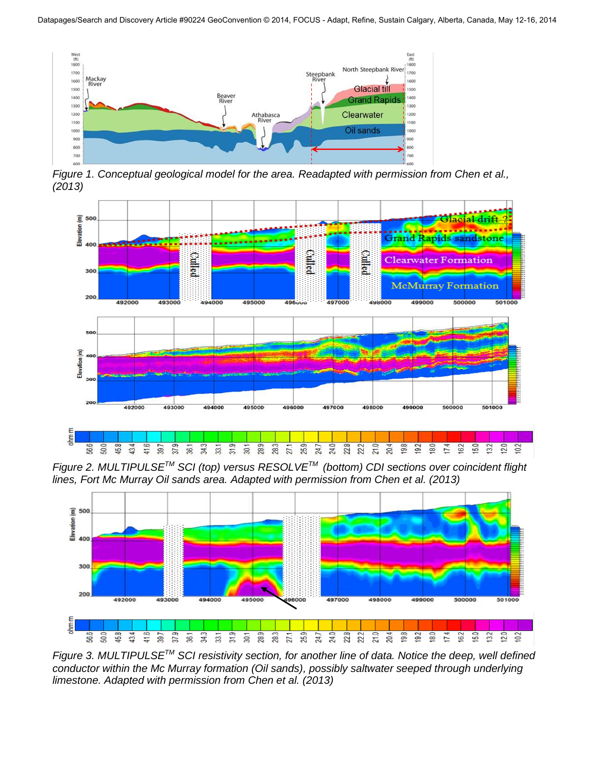Figure 1. Conceptual geological model for the area. Readapted with permission from Chen et al., (2013)

Figure 2. MULTIPULSE™ SCI (top) versus RESOLVE™ (bottom) CDI sections over coincident flight lines, Fort Mc Murray Oil sands area. Adapted with permission from Chen et al. (2013)

Figure 3. MULTIPULSE™ SCI resistivity section, for another line of data. Notice the deep, well defined conductor within the Mc Murray formation (Oil sands), possibly saltwater seeped through underlying limestone. Adapted with permission from Chen et al. (2013)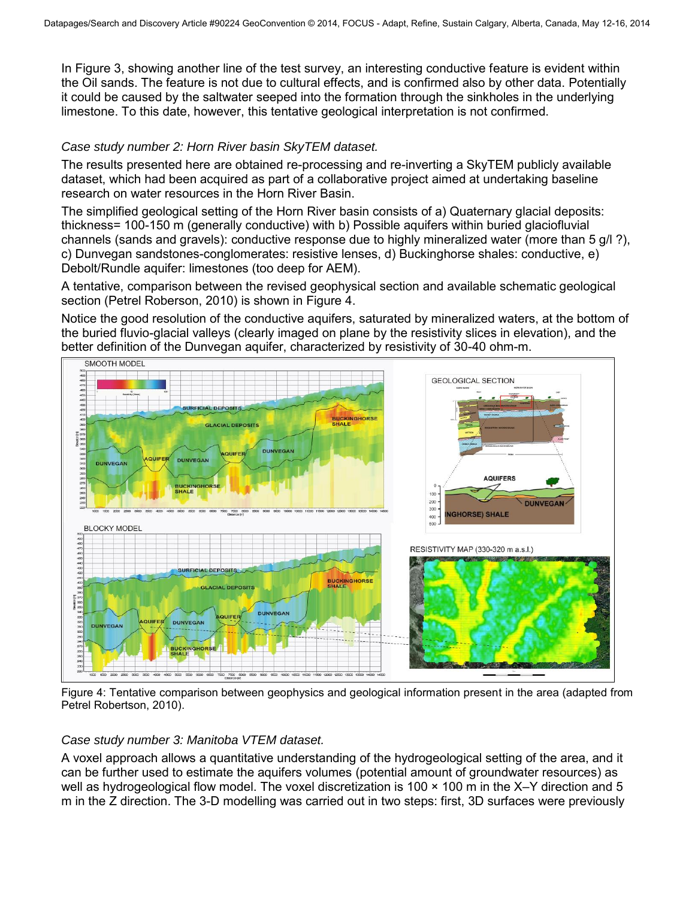In Figure 3, showing another line of the test survey, an interesting conductive feature is evident within the Oil sands. The feature is not due to cultural effects, and is confirmed also by other data. Potentially it could be caused by the saltwater seeped into the formation through the sinkholes in the underlying limestone. To this date, however, this tentative geological interpretation is not confirmed.

*Case study number 2: Horn River basin SkyTEM dataset.*

The results presented here are obtained re-processing and re-inverting a SkyTEM publicly available dataset, which had been acquired as part of a collaborative project aimed at undertaking baseline research on water resources in the Horn River Basin.

The simplified geological setting of the Horn River basin consists of a) Quaternary glacial deposits: thickness= 100-150 m (generally conductive) with b) Possible aquifers within buried glaciofluvial channels (sands and gravels): conductive response due to highly mineralized water (more than 5 g/l ?), c) Dunvegan sandstones-conglomerates: resistive lenses, d) Buckinghorse shales: conductive, e) Debolt/Rundle aquifer: limestones (too deep for AEM).

A tentative, comparison between the revised geophysical section and available schematic geological section (Petrel Roberson, 2010) is shown in Figure 4.

Notice the good resolution of the conductive aquifers, saturated by mineralized waters, at the bottom of the buried fluvio-glacial valleys (clearly imaged on plane by the resistivity slices in elevation), and the better definition of the Dunvegan aquifer, characterized by resistivity of 30-40 ohm-m.

Figure 4: Tentative comparison between geophysics and geological information present in the area (adapted from Petrel Robertson, 2010).

*Case study number 3: Manitoba VTEM dataset.*

A voxel approach allows a quantitative understanding of the hydrogeological setting of the area, and it can be further used to estimate the aquifers volumes (potential amount of groundwater resources) as well as hydrogeological flow model. The voxel discretization is 100 × 100 m in the X–Y direction and 5 m in the Z direction. The 3-D modelling was carried out in two steps: first, 3D surfaces were previously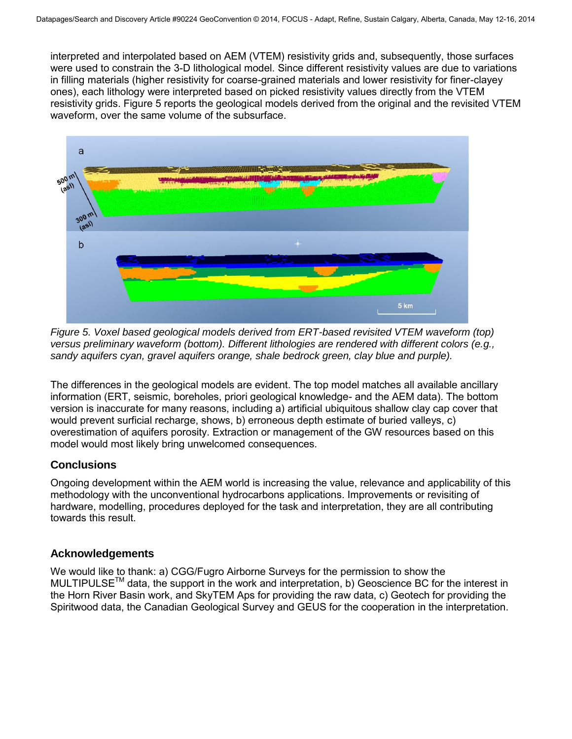interpreted and interpolated based on AEM (VTEM) resistivity grids and, subsequently, those surfaces were used to constrain the 3-D lithological model. Since different resistivity values are due to variations in filling materials (higher resistivity for coarse-grained materials and lower resistivity for finer-clayey ones), each lithology were interpreted based on picked resistivity values directly from the VTEM resistivity grids. Figure 5 reports the geological models derived from the original and the revisited VTEM waveform, over the same volume of the subsurface.

*Figure 5. Voxel based geological models derived from ERT-based revisited VTEM waveform (top) versus preliminary waveform (bottom). Different lithologies are rendered with different colors (e.g., sandy aquifers cyan, gravel aquifers orange, shale bedrock green, clay blue and purple).*

The differences in the geological models are evident. The top model matches all available ancillary information (ERT, seismic, boreholes, priori geological knowledge- and the AEM data). The bottom version is inaccurate for many reasons, including a) artificial ubiquitous shallow clay cap cover that would prevent surficial recharge, shows, b) erroneous depth estimate of buried valleys, c) overestimation of aquifers porosity. Extraction or management of the GW resources based on this model would most likely bring unwelcomed consequences.

## Conclusions

Ongoing development within the AEM world is increasing the value, relevance and applicability of this methodology with the unconventional hydrocarbons applications. Improvements or revisiting of hardware, modelling, procedures deployed for the task and interpretation, they are all contributing towards this result.

## Acknowledgements

We would like to thank: a) CGG/Fugro Airborne Surveys for the permission to show the MULTIPULSE™ data, the support in the work and interpretation, b) Geoscience BC for the interest in the Horn River Basin work, and SkyTEM Aps for providing the raw data, c) Geotech for providing the Spiritwood data, the Canadian Geological Survey and GEUS for the cooperation in the interpretation.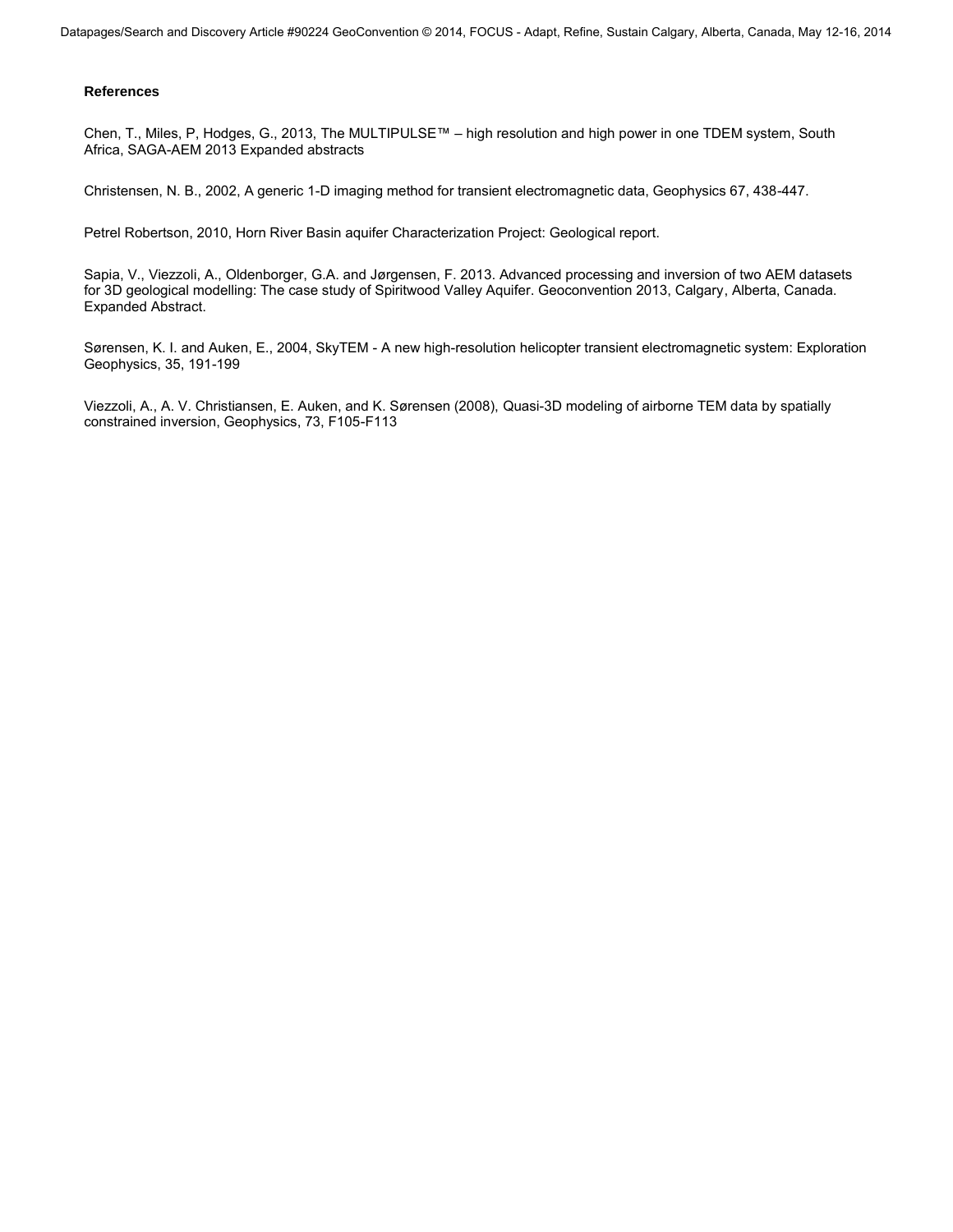**References**

Chen, T., Miles, P, Hodges, G., 2013, The MULTIPULSE™ – high resolution and high power in one TDEM system, South Africa, SAGA-AEM 2013 Expanded abstracts

Christensen, N. B., 2002, A generic 1-D imaging method for transient electromagnetic data, Geophysics 67, 438-447.

Petrel Robertson, 2010, Horn River Basin aquifer Characterization Project: Geological report.

Sapia, V., Viezzoli, A., Oldenborger, G.A. and Jørgensen, F. 2013. Advanced processing and inversion of two AEM datasets for 3D geological modelling: The case study of Spiritwood Valley Aquifer. Geoconvention 2013, Calgary, Alberta, Canada. Expanded Abstract.

Sørensen, K. I. and Auken, E., 2004, SkyTEM - A new high-resolution helicopter transient electromagnetic system: Exploration Geophysics, 35, 191-199

Viezzoli, A., A. V. Christiansen, E. Auken, and K. Sørensen (2008), Quasi-3D modeling of airborne TEM data by spatially constrained inversion, Geophysics, 73, F105-F113